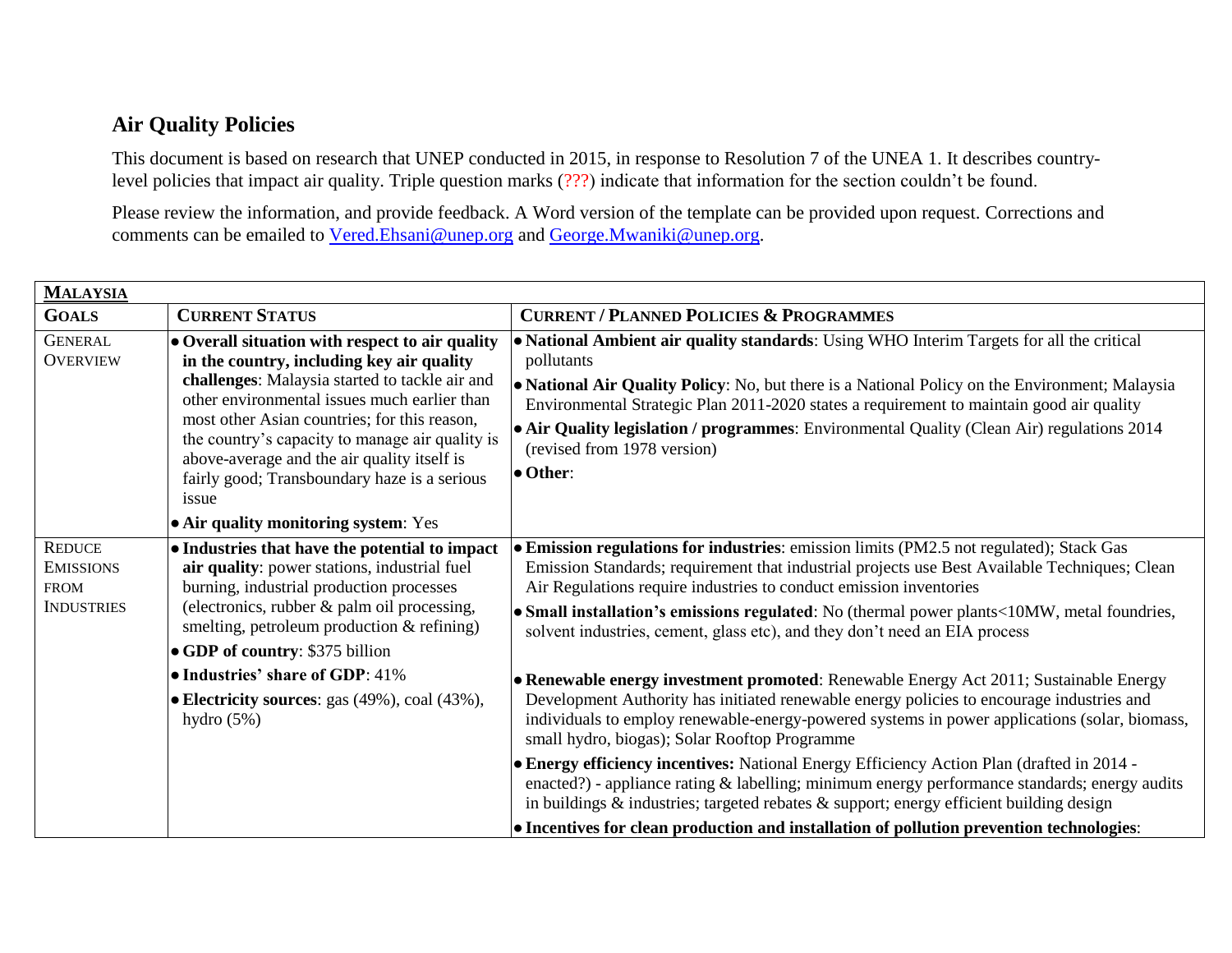## Air Quality Policies

This document is based on research that UNEP conducted in 2015, in response to Resolution 7 of the UNEA 1. It describes country-level policies that impact air quality. Triple question marks (???) indicate that information for the section couldn't be found.

Please review the information, and provide feedback. A Word version of the template can be provided upon request. Corrections and comments can be emailed to Vered.Ehsani@unep.org and George.Mwaniki@unep.org.

| **MALAYSIA** | | |
|---|---|---|
| **GOALS** | **CURRENT STATUS** | **CURRENT / PLANNED POLICIES & PROGRAMMES** |
| GENERAL OVERVIEW | • **Overall situation with respect to air quality in the country, including key air quality challenges**: Malaysia started to tackle air and other environmental issues much earlier than most other Asian countries; for this reason, the country's capacity to manage air quality is above-average and the air quality itself is fairly good; Transboundary haze is a serious issue<br>• **Air quality monitoring system**: Yes | • **National Ambient air quality standards**: Using WHO Interim Targets for all the critical pollutants<br>• **National Air Quality Policy**: No, but there is a National Policy on the Environment; Malaysia Environmental Strategic Plan 2011-2020 states a requirement to maintain good air quality<br>• **Air Quality legislation / programmes**: Environmental Quality (Clean Air) regulations 2014 (revised from 1978 version)<br>• **Other**: |
| REDUCE EMISSIONS FROM INDUSTRIES | • **Industries that have the potential to impact air quality**: power stations, industrial fuel burning, industrial production processes (electronics, rubber & palm oil processing, smelting, petroleum production & refining)<br>• **GDP of country**: $375 billion<br>• **Industries' share of GDP**: 41%<br>• **Electricity sources**: gas (49%), coal (43%), hydro (5%) | • **Emission regulations for industries**: emission limits (PM2.5 not regulated); Stack Gas Emission Standards; requirement that industrial projects use Best Available Techniques; Clean Air Regulations require industries to conduct emission inventories<br>• **Small installation's emissions regulated**: No (thermal power plants<10MW, metal foundries, solvent industries, cement, glass etc), and they don't need an EIA process<br>• **Renewable energy investment promoted**: Renewable Energy Act 2011; Sustainable Energy Development Authority has initiated renewable energy policies to encourage industries and individuals to employ renewable-energy-powered systems in power applications (solar, biomass, small hydro, biogas); Solar Rooftop Programme<br>• **Energy efficiency incentives:** National Energy Efficiency Action Plan (drafted in 2014 - enacted?) - appliance rating & labelling; minimum energy performance standards; energy audits in buildings & industries; targeted rebates & support; energy efficient building design<br>• **Incentives for clean production and installation of pollution prevention technologies**: |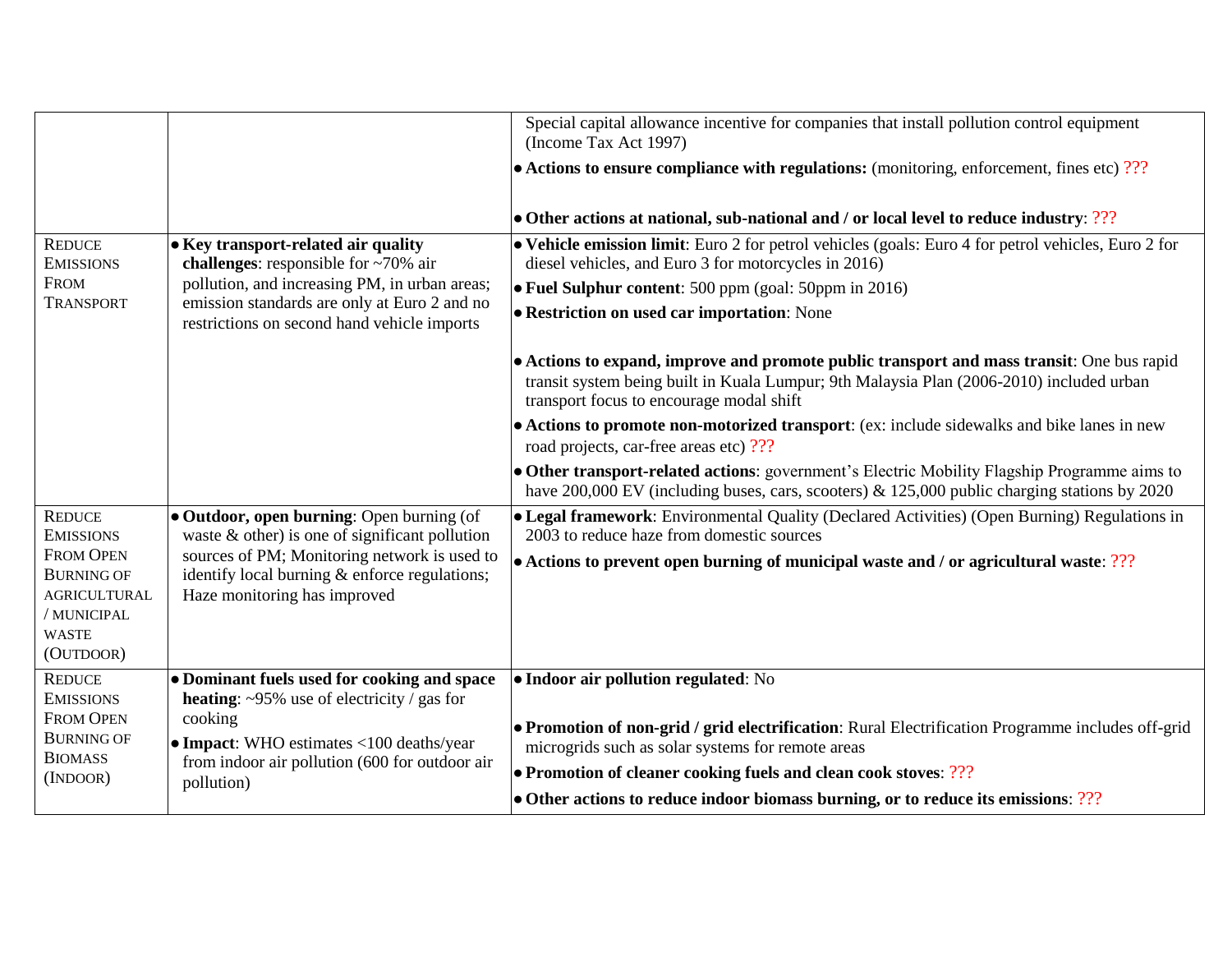| | | |
|---|---|---|
| | | Special capital allowance incentive for companies that install pollution control equipment (Income Tax Act 1997)<br>• **Actions to ensure compliance with regulations:** (monitoring, enforcement, fines etc) ???<br>• **Other actions at national, sub-national and / or local level to reduce industry**: ??? |
| REDUCE EMISSIONS FROM TRANSPORT | • **Key transport-related air quality challenges**: responsible for ~70% air pollution, and increasing PM, in urban areas; emission standards are only at Euro 2 and no restrictions on second hand vehicle imports | • **Vehicle emission limit**: Euro 2 for petrol vehicles (goals: Euro 4 for petrol vehicles, Euro 2 for diesel vehicles, and Euro 3 for motorcycles in 2016)<br>• **Fuel Sulphur content**: 500 ppm (goal: 50ppm in 2016)<br>• **Restriction on used car importation**: None<br>• **Actions to expand, improve and promote public transport and mass transit**: One bus rapid transit system being built in Kuala Lumpur; 9th Malaysia Plan (2006-2010) included urban transport focus to encourage modal shift<br>• **Actions to promote non-motorized transport**: (ex: include sidewalks and bike lanes in new road projects, car-free areas etc) ???<br>• **Other transport-related actions**: government's Electric Mobility Flagship Programme aims to have 200,000 EV (including buses, cars, scooters) & 125,000 public charging stations by 2020 |
| REDUCE EMISSIONS FROM OPEN BURNING OF AGRICULTURAL / MUNICIPAL WASTE (OUTDOOR) | • **Outdoor, open burning**: Open burning (of waste & other) is one of significant pollution sources of PM; Monitoring network is used to identify local burning & enforce regulations; Haze monitoring has improved | • **Legal framework**: Environmental Quality (Declared Activities) (Open Burning) Regulations in 2003 to reduce haze from domestic sources<br>• **Actions to prevent open burning of municipal waste and / or agricultural waste**: ??? |
| REDUCE EMISSIONS FROM OPEN BURNING OF BIOMASS (INDOOR) | • **Dominant fuels used for cooking and space heating**: ~95% use of electricity / gas for cooking<br>• **Impact**: WHO estimates <100 deaths/year from indoor air pollution (600 for outdoor air pollution) | • **Indoor air pollution regulated**: No<br>• **Promotion of non-grid / grid electrification**: Rural Electrification Programme includes off-grid microgrids such as solar systems for remote areas<br>• **Promotion of cleaner cooking fuels and clean cook stoves**: ???<br>• **Other actions to reduce indoor biomass burning, or to reduce its emissions**: ??? |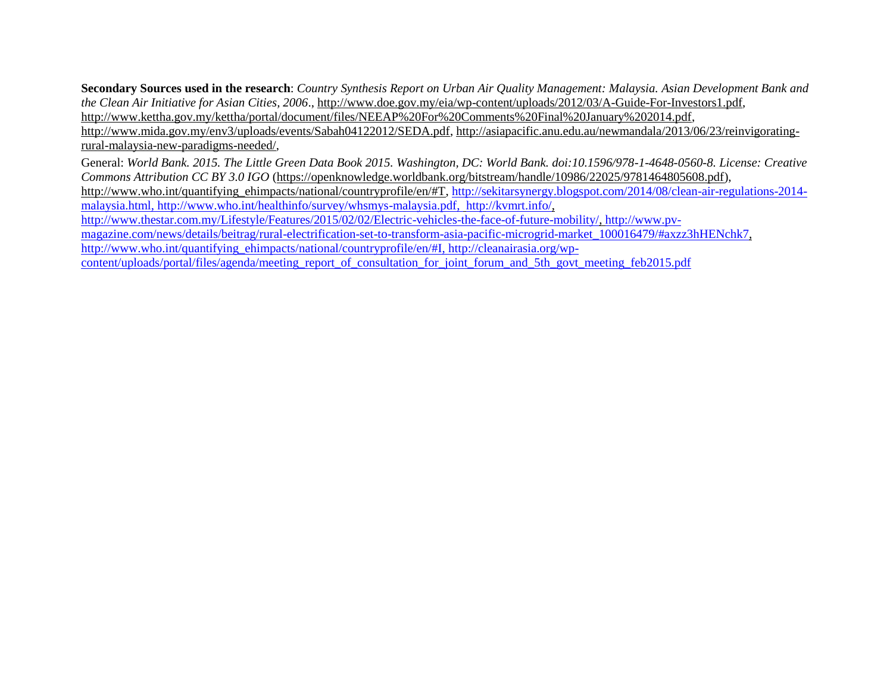**Secondary Sources used in the research**: *Country Synthesis Report on Urban Air Quality Management: Malaysia. Asian Development Bank and the Clean Air Initiative for Asian Cities, 2006*., http://www.doe.gov.my/eia/wp-content/uploads/2012/03/A-Guide-For-Investors1.pdf, http://www.kettha.gov.my/kettha/portal/document/files/NEEAP%20For%20Comments%20Final%20January%202014.pdf, http://www.mida.gov.my/env3/uploads/events/Sabah04122012/SEDA.pdf, http://asiapacific.anu.edu.au/newmandala/2013/06/23/reinvigorating-rural-malaysia-new-paradigms-needed/,

General: *World Bank. 2015. The Little Green Data Book 2015. Washington, DC: World Bank. doi:10.1596/978-1-4648-0560-8. License: Creative Commons Attribution CC BY 3.0 IGO* (https://openknowledge.worldbank.org/bitstream/handle/10986/22025/9781464805608.pdf), http://www.who.int/quantifying_ehimpacts/national/countryprofile/en/#T, http://sekitarsynergy.blogspot.com/2014/08/clean-air-regulations-2014-malaysia.html, http://www.who.int/healthinfo/survey/whsmys-malaysia.pdf, http://kvmrt.info/, http://www.thestar.com.my/Lifestyle/Features/2015/02/02/Electric-vehicles-the-face-of-future-mobility/, http://www.pv-magazine.com/news/details/beitrag/rural-electrification-set-to-transform-asia-pacific-microgrid-market_100016479/#axzz3hHENchk7, http://www.who.int/quantifying_ehimpacts/national/countryprofile/en/#I, http://cleanairasia.org/wp-content/uploads/portal/files/agenda/meeting_report_of_consultation_for_joint_forum_and_5th_govt_meeting_feb2015.pdf